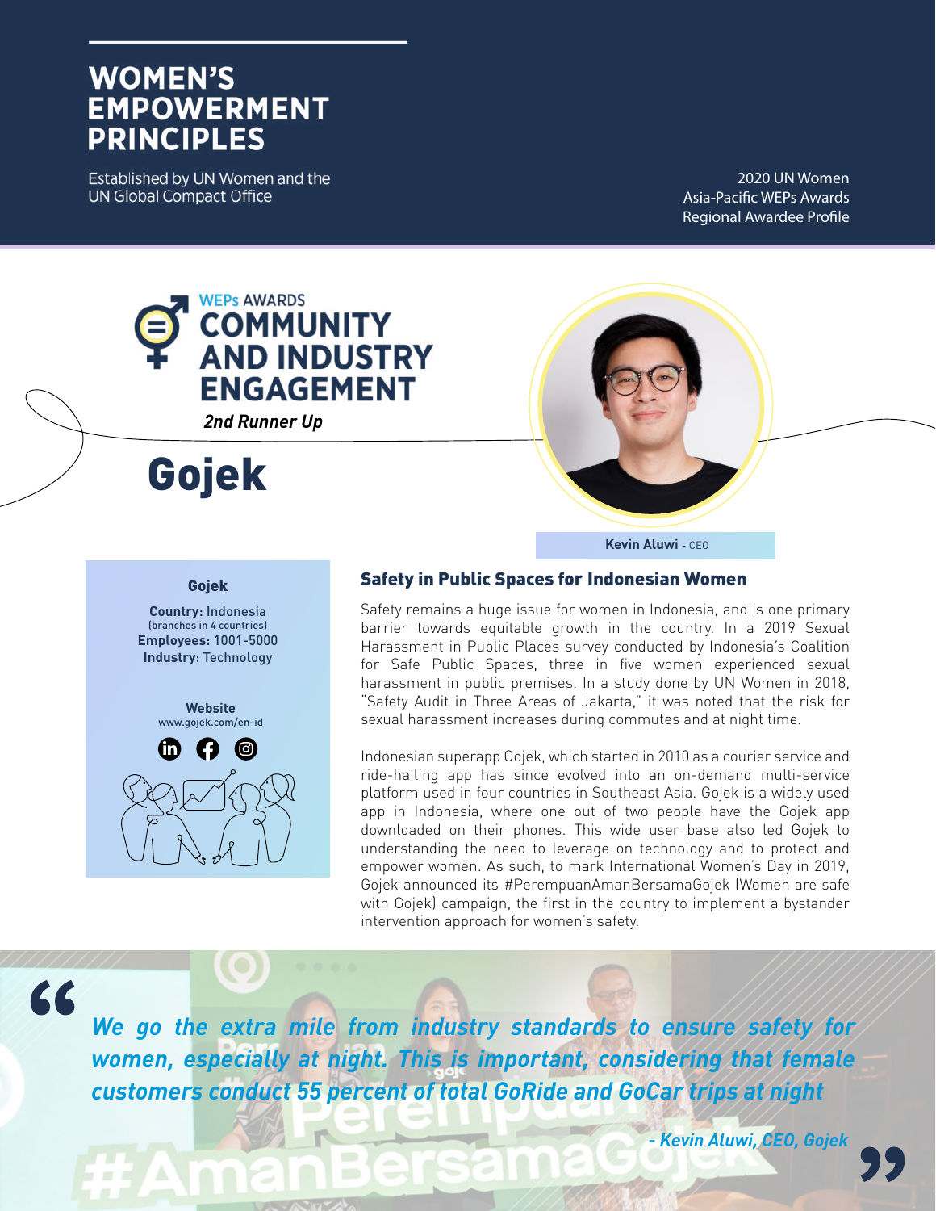# WOMEN'S EMPOWERMENT PRINCIPLES

Established by UN Women and the UN Global Compact Office

2020 UN Women Asia-Pacific WEPs Awards Regional Awardee Profile

WEPs AWARDS
## COMMUNITY AND INDUSTRY ENGAGEMENT

*2nd Runner Up*

# Gojek

**Kevin Aluwi** - CEO

**Gojek**

**Country:** Indonesia
(branches in 4 countries)
**Employees:** 1001-5000
**Industry:** Technology

**Website**
www.gojek.com/en-id

### Safety in Public Spaces for Indonesian Women

Safety remains a huge issue for women in Indonesia, and is one primary barrier towards equitable growth in the country. In a 2019 Sexual Harassment in Public Places survey conducted by Indonesia's Coalition for Safe Public Spaces, three in five women experienced sexual harassment in public premises. In a study done by UN Women in 2018, "Safety Audit in Three Areas of Jakarta," it was noted that the risk for sexual harassment increases during commutes and at night time.

Indonesian superapp Gojek, which started in 2010 as a courier service and ride-hailing app has since evolved into an on-demand multi-service platform used in four countries in Southeast Asia. Gojek is a widely used app in Indonesia, where one out of two people have the Gojek app downloaded on their phones. This wide user base also led Gojek to understanding the need to leverage on technology and to protect and empower women. As such, to mark International Women's Day in 2019, Gojek announced its #PerempuanAmanBersamaGojek (Women are safe with Gojek) campaign, the first in the country to implement a bystander intervention approach for women's safety.

> *We go the extra mile from industry standards to ensure safety for women, especially at night. This is important, considering that female customers conduct 55 percent of total GoRide and GoCar trips at night*
>
> *- Kevin Aluwi, CEO, Gojek*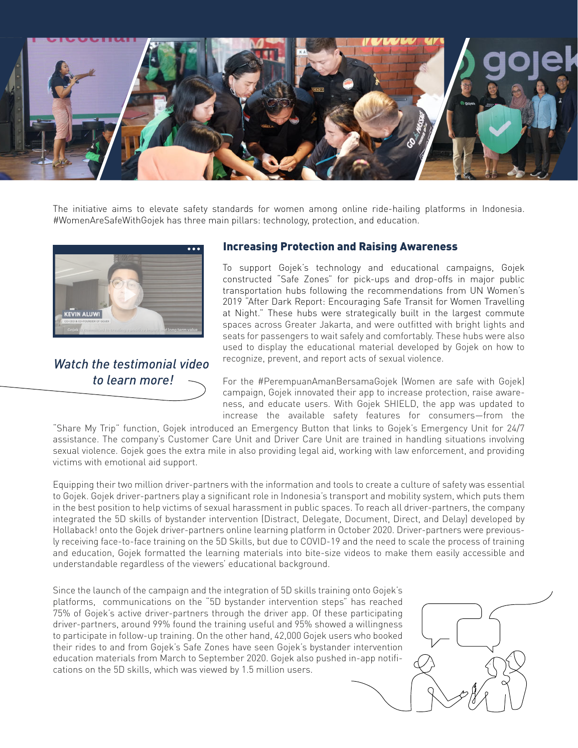The initiative aims to elevate safety standards for women among online ride-hailing platforms in Indonesia. #WomenAreSafeWithGojek has three main pillars: technology, protection, and education.

*Watch the testimonial video to learn more!*

## Increasing Protection and Raising Awareness

To support Gojek's technology and educational campaigns, Gojek constructed "Safe Zones" for pick-ups and drop-offs in major public transportation hubs following the recommendations from UN Women's 2019 "After Dark Report: Encouraging Safe Transit for Women Travelling at Night." These hubs were strategically built in the largest commute spaces across Greater Jakarta, and were outfitted with bright lights and seats for passengers to wait safely and comfortably. These hubs were also used to display the educational material developed by Gojek on how to recognize, prevent, and report acts of sexual violence.

For the #PerempuanAmanBersamaGojek (Women are safe with Gojek) campaign, Gojek innovated their app to increase protection, raise awareness, and educate users. With Gojek SHIELD, the app was updated to increase the available safety features for consumers—from the "Share My Trip" function, Gojek introduced an Emergency Button that links to Gojek's Emergency Unit for 24/7 assistance. The company's Customer Care Unit and Driver Care Unit are trained in handling situations involving sexual violence. Gojek goes the extra mile in also providing legal aid, working with law enforcement, and providing victims with emotional aid support.

Equipping their two million driver-partners with the information and tools to create a culture of safety was essential to Gojek. Gojek driver-partners play a significant role in Indonesia's transport and mobility system, which puts them in the best position to help victims of sexual harassment in public spaces. To reach all driver-partners, the company integrated the 5D skills of bystander intervention (Distract, Delegate, Document, Direct, and Delay) developed by Hollaback! onto the Gojek driver-partners online learning platform in October 2020. Driver-partners were previously receiving face-to-face training on the 5D Skills, but due to COVID-19 and the need to scale the process of training and education, Gojek formatted the learning materials into bite-size videos to make them easily accessible and understandable regardless of the viewers' educational background.

Since the launch of the campaign and the integration of 5D skills training onto Gojek's platforms, communications on the "5D bystander intervention steps" has reached 75% of Gojek's active driver-partners through the driver app. Of these participating driver-partners, around 99% found the training useful and 95% showed a willingness to participate in follow-up training. On the other hand, 42,000 Gojek users who booked their rides to and from Gojek's Safe Zones have seen Gojek's bystander intervention education materials from March to September 2020. Gojek also pushed in-app notifications on the 5D skills, which was viewed by 1.5 million users.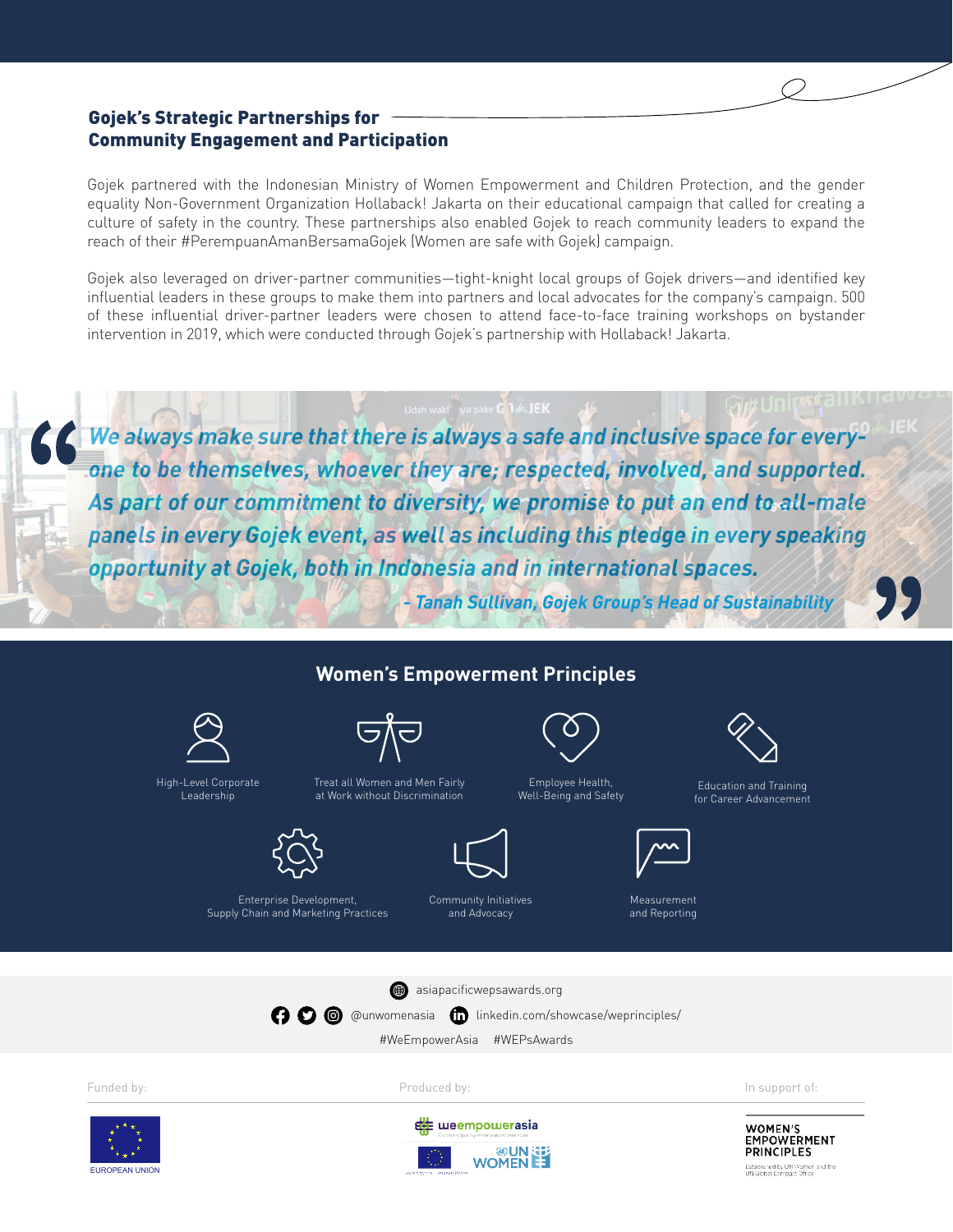## Gojek's Strategic Partnerships for Community Engagement and Participation

Gojek partnered with the Indonesian Ministry of Women Empowerment and Children Protection, and the gender equality Non-Government Organization Hollaback! Jakarta on their educational campaign that called for creating a culture of safety in the country. These partnerships also enabled Gojek to reach community leaders to expand the reach of their #PerempuanAmanBersamaGojek (Women are safe with Gojek) campaign.

Gojek also leveraged on driver-partner communities—tight-knight local groups of Gojek drivers—and identified key influential leaders in these groups to make them into partners and local advocates for the company's campaign. 500 of these influential driver-partner leaders were chosen to attend face-to-face training workshops on bystander intervention in 2019, which were conducted through Gojek's partnership with Hollaback! Jakarta.

> ***We always make sure that there is always a safe and inclusive space for everyone to be themselves, whoever they are; respected, involved, and supported. As part of our commitment to diversity, we promise to put an end to all-male panels in every Gojek event, as well as including this pledge in every speaking opportunity at Gojek, both in Indonesia and in international spaces.***
>
> ***- Tanah Sullivan, Gojek Group's Head of Sustainability***

## Women's Empowerment Principles

- High-Level Corporate Leadership
- Treat all Women and Men Fairly at Work without Discrimination
- Employee Health, Well-Being and Safety
- Education and Training for Career Advancement
- Enterprise Development, Supply Chain and Marketing Practices
- Community Initiatives and Advocacy
- Measurement and Reporting

asiapacificwepsawards.org

@unwomenasia linkedin.com/showcase/weprinciples/

#WeEmpowerAsia #WEPsAwards

Funded by: EUROPEAN UNION

Produced by: weempowerasia, UN WOMEN

In support of: WOMEN'S EMPOWERMENT PRINCIPLES — Established by UN Women and the UN Global Compact Office